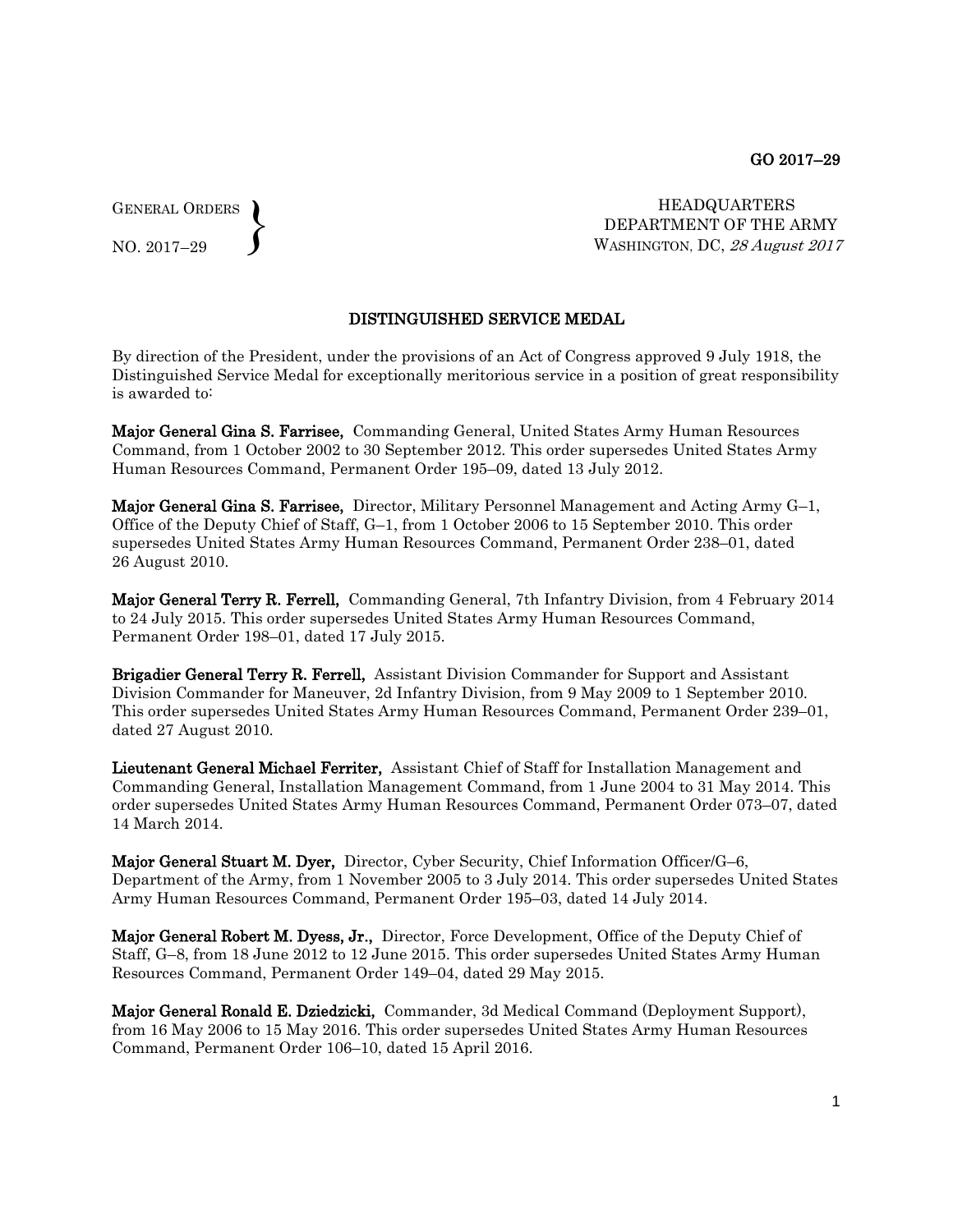GENERAL ORDERS
NO. 2017–29

HEADQUARTERS
DEPARTMENT OF THE ARMY
WASHINGTON, DC, *28 August 2017*

## DISTINGUISHED SERVICE MEDAL

By direction of the President, under the provisions of an Act of Congress approved 9 July 1918, the Distinguished Service Medal for exceptionally meritorious service in a position of great responsibility is awarded to:

**Major General Gina S. Farrisee,** Commanding General, United States Army Human Resources Command, from 1 October 2002 to 30 September 2012. This order supersedes United States Army Human Resources Command, Permanent Order 195–09, dated 13 July 2012.

**Major General Gina S. Farrisee,** Director, Military Personnel Management and Acting Army G–1, Office of the Deputy Chief of Staff, G–1, from 1 October 2006 to 15 September 2010. This order supersedes United States Army Human Resources Command, Permanent Order 238–01, dated 26 August 2010.

**Major General Terry R. Ferrell,** Commanding General, 7th Infantry Division, from 4 February 2014 to 24 July 2015. This order supersedes United States Army Human Resources Command, Permanent Order 198–01, dated 17 July 2015.

**Brigadier General Terry R. Ferrell,** Assistant Division Commander for Support and Assistant Division Commander for Maneuver, 2d Infantry Division, from 9 May 2009 to 1 September 2010. This order supersedes United States Army Human Resources Command, Permanent Order 239–01, dated 27 August 2010.

**Lieutenant General Michael Ferriter,** Assistant Chief of Staff for Installation Management and Commanding General, Installation Management Command, from 1 June 2004 to 31 May 2014. This order supersedes United States Army Human Resources Command, Permanent Order 073–07, dated 14 March 2014.

**Major General Stuart M. Dyer,** Director, Cyber Security, Chief Information Officer/G–6, Department of the Army, from 1 November 2005 to 3 July 2014. This order supersedes United States Army Human Resources Command, Permanent Order 195–03, dated 14 July 2014.

**Major General Robert M. Dyess, Jr.,** Director, Force Development, Office of the Deputy Chief of Staff, G–8, from 18 June 2012 to 12 June 2015. This order supersedes United States Army Human Resources Command, Permanent Order 149–04, dated 29 May 2015.

**Major General Ronald E. Dziedzicki,** Commander, 3d Medical Command (Deployment Support), from 16 May 2006 to 15 May 2016. This order supersedes United States Army Human Resources Command, Permanent Order 106–10, dated 15 April 2016.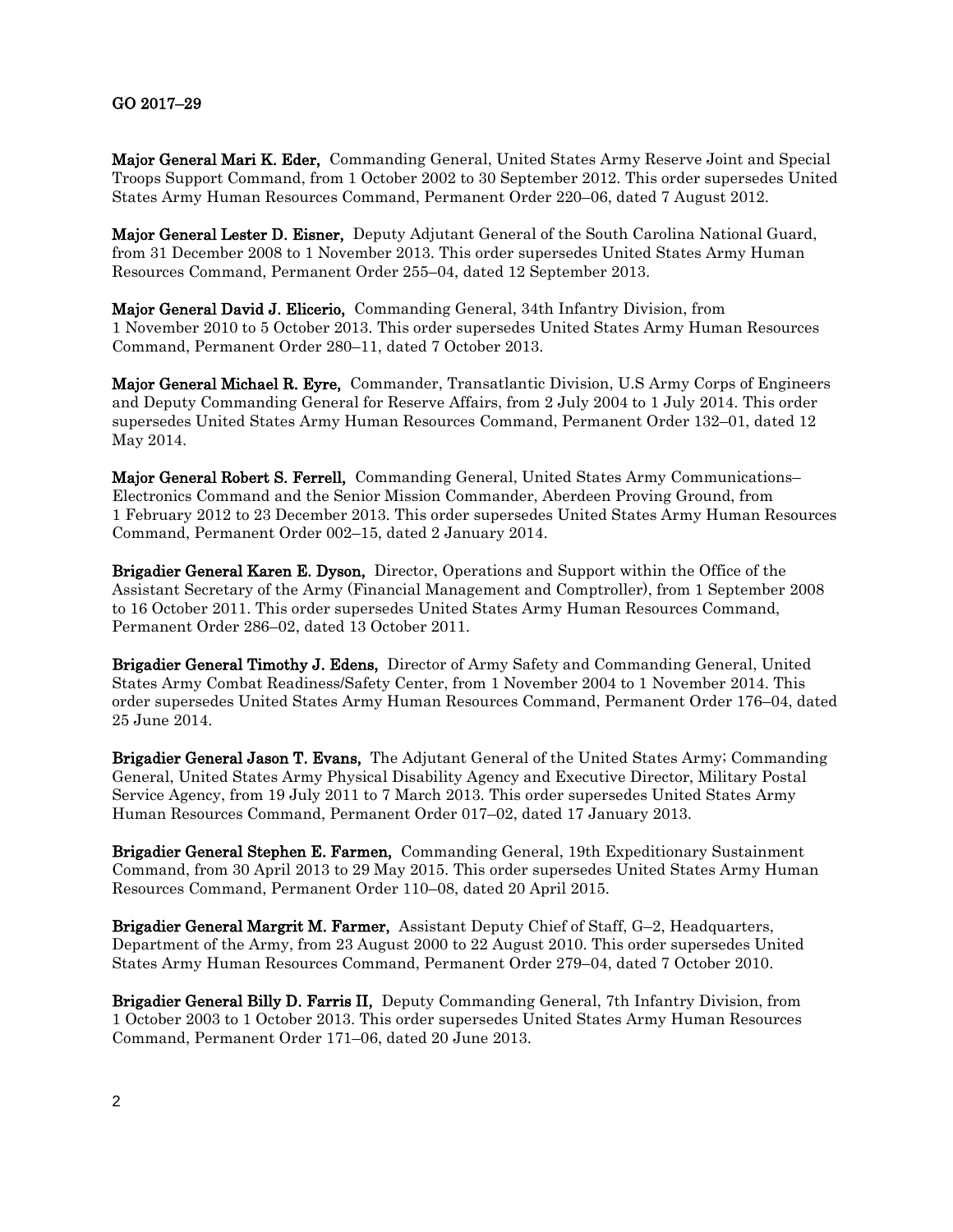**Major General Mari K. Eder,** Commanding General, United States Army Reserve Joint and Special Troops Support Command, from 1 October 2002 to 30 September 2012. This order supersedes United States Army Human Resources Command, Permanent Order 220–06, dated 7 August 2012.

**Major General Lester D. Eisner,** Deputy Adjutant General of the South Carolina National Guard, from 31 December 2008 to 1 November 2013. This order supersedes United States Army Human Resources Command, Permanent Order 255–04, dated 12 September 2013.

**Major General David J. Elicerio,** Commanding General, 34th Infantry Division, from 1 November 2010 to 5 October 2013. This order supersedes United States Army Human Resources Command, Permanent Order 280–11, dated 7 October 2013.

**Major General Michael R. Eyre,** Commander, Transatlantic Division, U.S Army Corps of Engineers and Deputy Commanding General for Reserve Affairs, from 2 July 2004 to 1 July 2014. This order supersedes United States Army Human Resources Command, Permanent Order 132–01, dated 12 May 2014.

**Major General Robert S. Ferrell,** Commanding General, United States Army Communications–Electronics Command and the Senior Mission Commander, Aberdeen Proving Ground, from 1 February 2012 to 23 December 2013. This order supersedes United States Army Human Resources Command, Permanent Order 002–15, dated 2 January 2014.

**Brigadier General Karen E. Dyson,** Director, Operations and Support within the Office of the Assistant Secretary of the Army (Financial Management and Comptroller), from 1 September 2008 to 16 October 2011. This order supersedes United States Army Human Resources Command, Permanent Order 286–02, dated 13 October 2011.

**Brigadier General Timothy J. Edens,** Director of Army Safety and Commanding General, United States Army Combat Readiness/Safety Center, from 1 November 2004 to 1 November 2014. This order supersedes United States Army Human Resources Command, Permanent Order 176–04, dated 25 June 2014.

**Brigadier General Jason T. Evans,** The Adjutant General of the United States Army; Commanding General, United States Army Physical Disability Agency and Executive Director, Military Postal Service Agency, from 19 July 2011 to 7 March 2013. This order supersedes United States Army Human Resources Command, Permanent Order 017–02, dated 17 January 2013.

**Brigadier General Stephen E. Farmen,** Commanding General, 19th Expeditionary Sustainment Command, from 30 April 2013 to 29 May 2015. This order supersedes United States Army Human Resources Command, Permanent Order 110–08, dated 20 April 2015.

**Brigadier General Margrit M. Farmer,** Assistant Deputy Chief of Staff, G–2, Headquarters, Department of the Army, from 23 August 2000 to 22 August 2010. This order supersedes United States Army Human Resources Command, Permanent Order 279–04, dated 7 October 2010.

**Brigadier General Billy D. Farris II,** Deputy Commanding General, 7th Infantry Division, from 1 October 2003 to 1 October 2013. This order supersedes United States Army Human Resources Command, Permanent Order 171–06, dated 20 June 2013.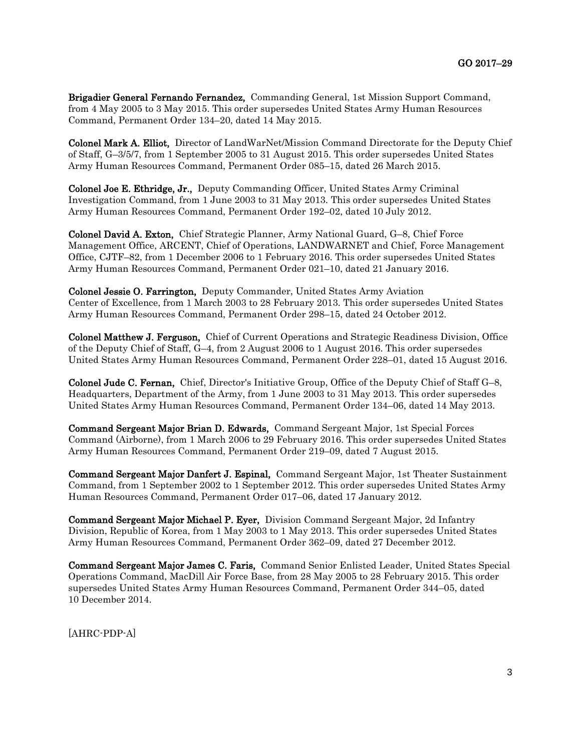**Brigadier General Fernando Fernandez,** Commanding General, 1st Mission Support Command, from 4 May 2005 to 3 May 2015. This order supersedes United States Army Human Resources Command, Permanent Order 134–20, dated 14 May 2015.

**Colonel Mark A. Elliot,** Director of LandWarNet/Mission Command Directorate for the Deputy Chief of Staff, G–3/5/7, from 1 September 2005 to 31 August 2015. This order supersedes United States Army Human Resources Command, Permanent Order 085–15, dated 26 March 2015.

**Colonel Joe E. Ethridge, Jr.,** Deputy Commanding Officer, United States Army Criminal Investigation Command, from 1 June 2003 to 31 May 2013. This order supersedes United States Army Human Resources Command, Permanent Order 192–02, dated 10 July 2012.

**Colonel David A. Exton,** Chief Strategic Planner, Army National Guard, G–8, Chief Force Management Office, ARCENT, Chief of Operations, LANDWARNET and Chief, Force Management Office, CJTF–82, from 1 December 2006 to 1 February 2016. This order supersedes United States Army Human Resources Command, Permanent Order 021–10, dated 21 January 2016.

**Colonel Jessie O. Farrington,** Deputy Commander, United States Army Aviation Center of Excellence, from 1 March 2003 to 28 February 2013. This order supersedes United States Army Human Resources Command, Permanent Order 298–15, dated 24 October 2012.

**Colonel Matthew J. Ferguson,** Chief of Current Operations and Strategic Readiness Division, Office of the Deputy Chief of Staff, G–4, from 2 August 2006 to 1 August 2016. This order supersedes United States Army Human Resources Command, Permanent Order 228–01, dated 15 August 2016.

**Colonel Jude C. Fernan,** Chief, Director's Initiative Group, Office of the Deputy Chief of Staff G–8, Headquarters, Department of the Army, from 1 June 2003 to 31 May 2013. This order supersedes United States Army Human Resources Command, Permanent Order 134–06, dated 14 May 2013.

**Command Sergeant Major Brian D. Edwards,** Command Sergeant Major, 1st Special Forces Command (Airborne), from 1 March 2006 to 29 February 2016. This order supersedes United States Army Human Resources Command, Permanent Order 219–09, dated 7 August 2015.

**Command Sergeant Major Danfert J. Espinal,** Command Sergeant Major, 1st Theater Sustainment Command, from 1 September 2002 to 1 September 2012. This order supersedes United States Army Human Resources Command, Permanent Order 017–06, dated 17 January 2012.

**Command Sergeant Major Michael P. Eyer,** Division Command Sergeant Major, 2d Infantry Division, Republic of Korea, from 1 May 2003 to 1 May 2013. This order supersedes United States Army Human Resources Command, Permanent Order 362–09, dated 27 December 2012.

**Command Sergeant Major James C. Faris,** Command Senior Enlisted Leader, United States Special Operations Command, MacDill Air Force Base, from 28 May 2005 to 28 February 2015. This order supersedes United States Army Human Resources Command, Permanent Order 344–05, dated 10 December 2014.

[AHRC-PDP-A]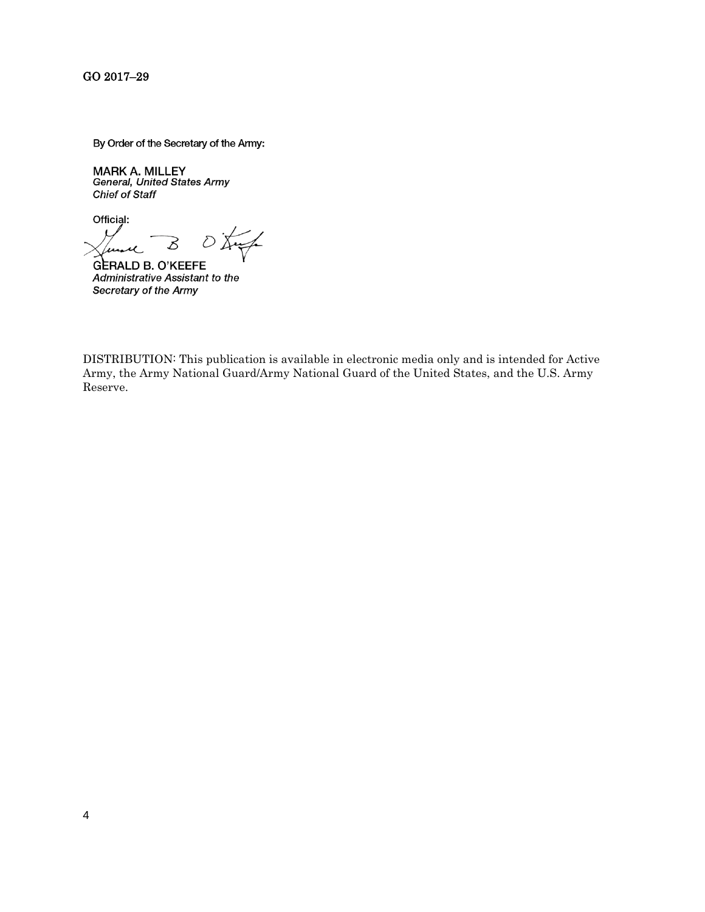By Order of the Secretary of the Army:

**MARK A. MILLEY**
*General, United States Army*
*Chief of Staff*

Official:

**GERALD B. O'KEEFE**
*Administrative Assistant to the*
*Secretary of the Army*

DISTRIBUTION: This publication is available in electronic media only and is intended for Active Army, the Army National Guard/Army National Guard of the United States, and the U.S. Army Reserve.